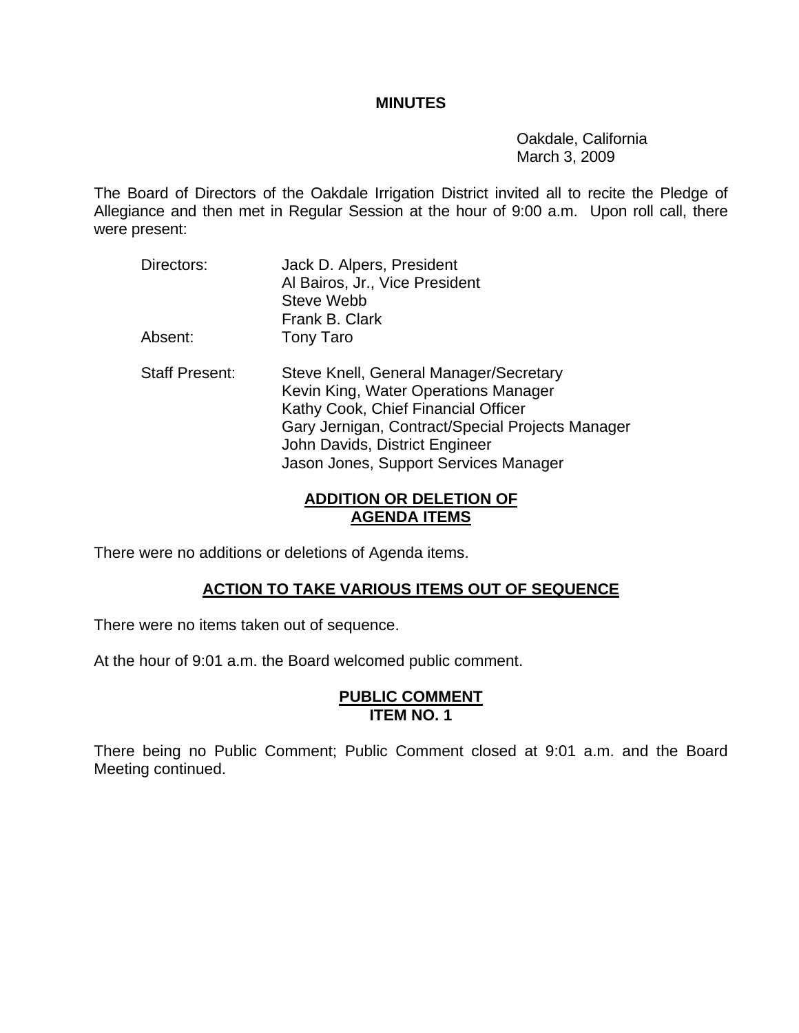# MINUTES

Oakdale, California
March 3, 2009

The Board of Directors of the Oakdale Irrigation District invited all to recite the Pledge of Allegiance and then met in Regular Session at the hour of 9:00 a.m. Upon roll call, there were present:

| | |
|---|---|
| Directors: | Jack D. Alpers, President<br>Al Bairos, Jr., Vice President<br>Steve Webb<br>Frank B. Clark |
| Absent: | Tony Taro |
| Staff Present: | Steve Knell, General Manager/Secretary<br>Kevin King, Water Operations Manager<br>Kathy Cook, Chief Financial Officer<br>Gary Jernigan, Contract/Special Projects Manager<br>John Davids, District Engineer<br>Jason Jones, Support Services Manager |

## ADDITION OR DELETION OF AGENDA ITEMS

There were no additions or deletions of Agenda items.

## ACTION TO TAKE VARIOUS ITEMS OUT OF SEQUENCE

There were no items taken out of sequence.

At the hour of 9:01 a.m. the Board welcomed public comment.

## PUBLIC COMMENT ITEM NO. 1

There being no Public Comment; Public Comment closed at 9:01 a.m. and the Board Meeting continued.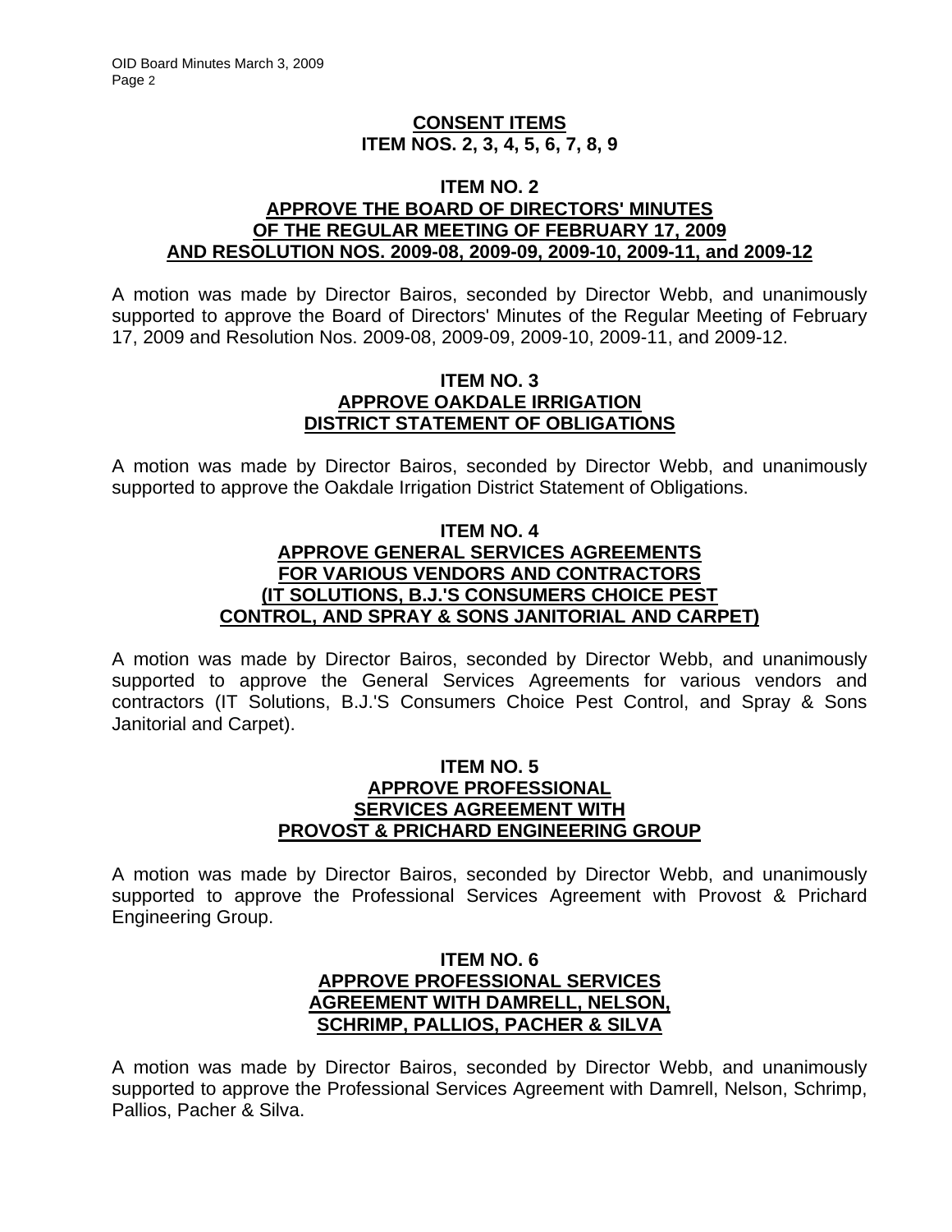## CONSENT ITEMS
## ITEM NOS. 2, 3, 4, 5, 6, 7, 8, 9

### ITEM NO. 2
### APPROVE THE BOARD OF DIRECTORS' MINUTES OF THE REGULAR MEETING OF FEBRUARY 17, 2009 AND RESOLUTION NOS. 2009-08, 2009-09, 2009-10, 2009-11, and 2009-12

A motion was made by Director Bairos, seconded by Director Webb, and unanimously supported to approve the Board of Directors' Minutes of the Regular Meeting of February 17, 2009 and Resolution Nos. 2009-08, 2009-09, 2009-10, 2009-11, and 2009-12.

### ITEM NO. 3
### APPROVE OAKDALE IRRIGATION DISTRICT STATEMENT OF OBLIGATIONS

A motion was made by Director Bairos, seconded by Director Webb, and unanimously supported to approve the Oakdale Irrigation District Statement of Obligations.

### ITEM NO. 4
### APPROVE GENERAL SERVICES AGREEMENTS FOR VARIOUS VENDORS AND CONTRACTORS (IT SOLUTIONS, B.J.'S CONSUMERS CHOICE PEST CONTROL, AND SPRAY & SONS JANITORIAL AND CARPET)

A motion was made by Director Bairos, seconded by Director Webb, and unanimously supported to approve the General Services Agreements for various vendors and contractors (IT Solutions, B.J.'S Consumers Choice Pest Control, and Spray & Sons Janitorial and Carpet).

### ITEM NO. 5
### APPROVE PROFESSIONAL SERVICES AGREEMENT WITH PROVOST & PRICHARD ENGINEERING GROUP

A motion was made by Director Bairos, seconded by Director Webb, and unanimously supported to approve the Professional Services Agreement with Provost & Prichard Engineering Group.

### ITEM NO. 6
### APPROVE PROFESSIONAL SERVICES AGREEMENT WITH DAMRELL, NELSON, SCHRIMP, PALLIOS, PACHER & SILVA

A motion was made by Director Bairos, seconded by Director Webb, and unanimously supported to approve the Professional Services Agreement with Damrell, Nelson, Schrimp, Pallios, Pacher & Silva.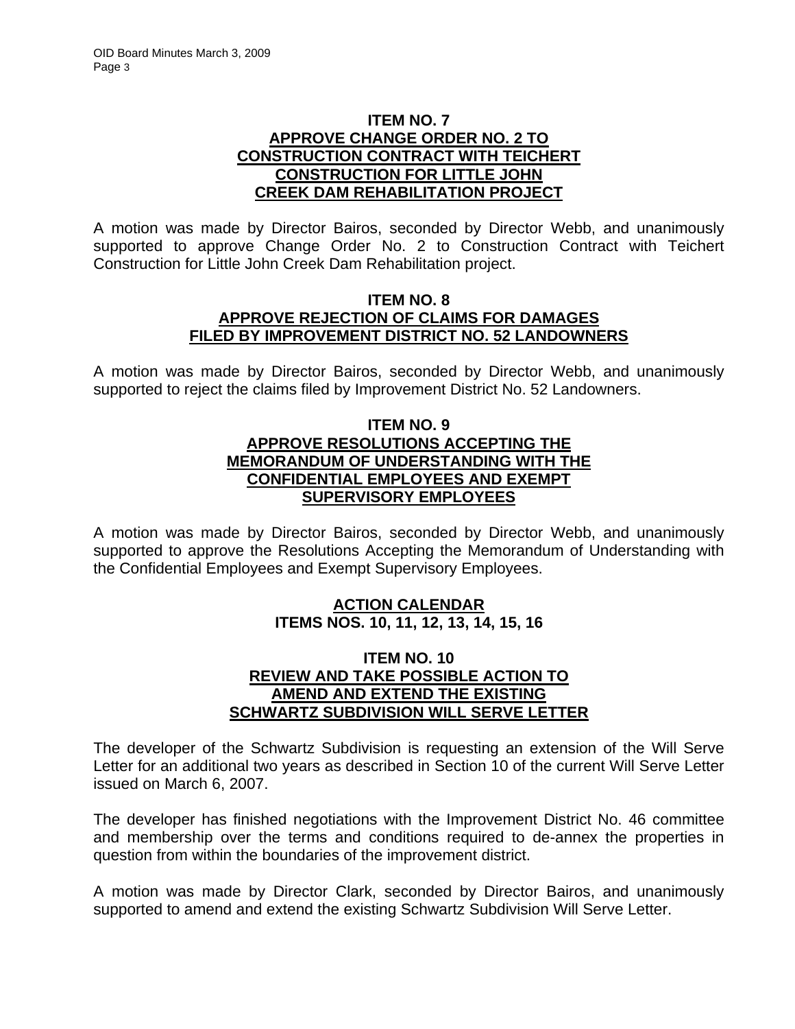### ITEM NO. 7
### APPROVE CHANGE ORDER NO. 2 TO CONSTRUCTION CONTRACT WITH TEICHERT CONSTRUCTION FOR LITTLE JOHN CREEK DAM REHABILITATION PROJECT

A motion was made by Director Bairos, seconded by Director Webb, and unanimously supported to approve Change Order No. 2 to Construction Contract with Teichert Construction for Little John Creek Dam Rehabilitation project.

### ITEM NO. 8
### APPROVE REJECTION OF CLAIMS FOR DAMAGES FILED BY IMPROVEMENT DISTRICT NO. 52 LANDOWNERS

A motion was made by Director Bairos, seconded by Director Webb, and unanimously supported to reject the claims filed by Improvement District No. 52 Landowners.

### ITEM NO. 9
### APPROVE RESOLUTIONS ACCEPTING THE MEMORANDUM OF UNDERSTANDING WITH THE CONFIDENTIAL EMPLOYEES AND EXEMPT SUPERVISORY EMPLOYEES

A motion was made by Director Bairos, seconded by Director Webb, and unanimously supported to approve the Resolutions Accepting the Memorandum of Understanding with the Confidential Employees and Exempt Supervisory Employees.

## ACTION CALENDAR
## ITEMS NOS. 10, 11, 12, 13, 14, 15, 16

### ITEM NO. 10
### REVIEW AND TAKE POSSIBLE ACTION TO AMEND AND EXTEND THE EXISTING SCHWARTZ SUBDIVISION WILL SERVE LETTER

The developer of the Schwartz Subdivision is requesting an extension of the Will Serve Letter for an additional two years as described in Section 10 of the current Will Serve Letter issued on March 6, 2007.

The developer has finished negotiations with the Improvement District No. 46 committee and membership over the terms and conditions required to de-annex the properties in question from within the boundaries of the improvement district.

A motion was made by Director Clark, seconded by Director Bairos, and unanimously supported to amend and extend the existing Schwartz Subdivision Will Serve Letter.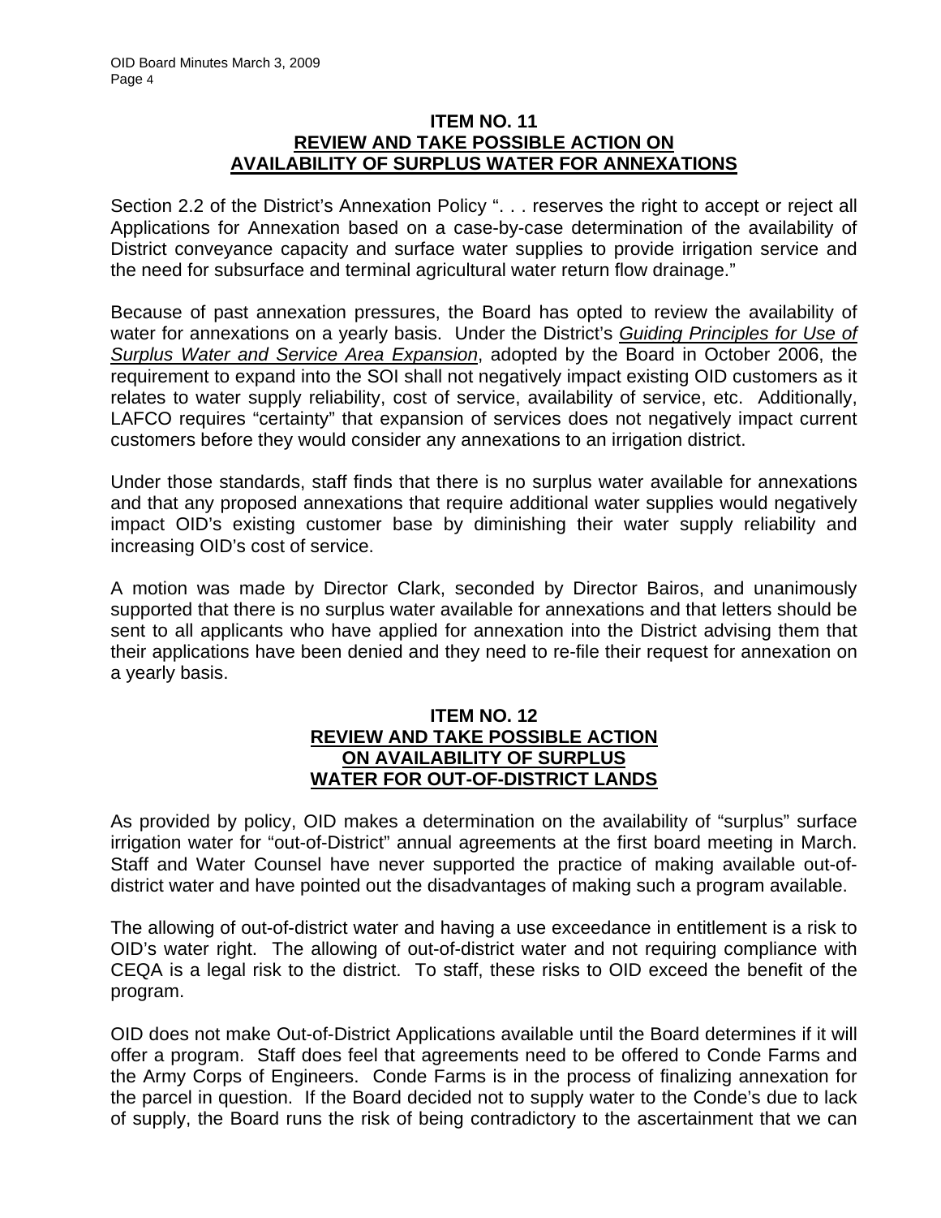## ITEM NO. 11
## REVIEW AND TAKE POSSIBLE ACTION ON AVAILABILITY OF SURPLUS WATER FOR ANNEXATIONS

Section 2.2 of the District's Annexation Policy ". . . reserves the right to accept or reject all Applications for Annexation based on a case-by-case determination of the availability of District conveyance capacity and surface water supplies to provide irrigation service and the need for subsurface and terminal agricultural water return flow drainage."

Because of past annexation pressures, the Board has opted to review the availability of water for annexations on a yearly basis. Under the District's *Guiding Principles for Use of Surplus Water and Service Area Expansion*, adopted by the Board in October 2006, the requirement to expand into the SOI shall not negatively impact existing OID customers as it relates to water supply reliability, cost of service, availability of service, etc. Additionally, LAFCO requires "certainty" that expansion of services does not negatively impact current customers before they would consider any annexations to an irrigation district.

Under those standards, staff finds that there is no surplus water available for annexations and that any proposed annexations that require additional water supplies would negatively impact OID's existing customer base by diminishing their water supply reliability and increasing OID's cost of service.

A motion was made by Director Clark, seconded by Director Bairos, and unanimously supported that there is no surplus water available for annexations and that letters should be sent to all applicants who have applied for annexation into the District advising them that their applications have been denied and they need to re-file their request for annexation on a yearly basis.

## ITEM NO. 12
## REVIEW AND TAKE POSSIBLE ACTION ON AVAILABILITY OF SURPLUS WATER FOR OUT-OF-DISTRICT LANDS

As provided by policy, OID makes a determination on the availability of "surplus" surface irrigation water for "out-of-District" annual agreements at the first board meeting in March. Staff and Water Counsel have never supported the practice of making available out-of-district water and have pointed out the disadvantages of making such a program available.

The allowing of out-of-district water and having a use exceedance in entitlement is a risk to OID's water right. The allowing of out-of-district water and not requiring compliance with CEQA is a legal risk to the district. To staff, these risks to OID exceed the benefit of the program.

OID does not make Out-of-District Applications available until the Board determines if it will offer a program. Staff does feel that agreements need to be offered to Conde Farms and the Army Corps of Engineers. Conde Farms is in the process of finalizing annexation for the parcel in question. If the Board decided not to supply water to the Conde's due to lack of supply, the Board runs the risk of being contradictory to the ascertainment that we can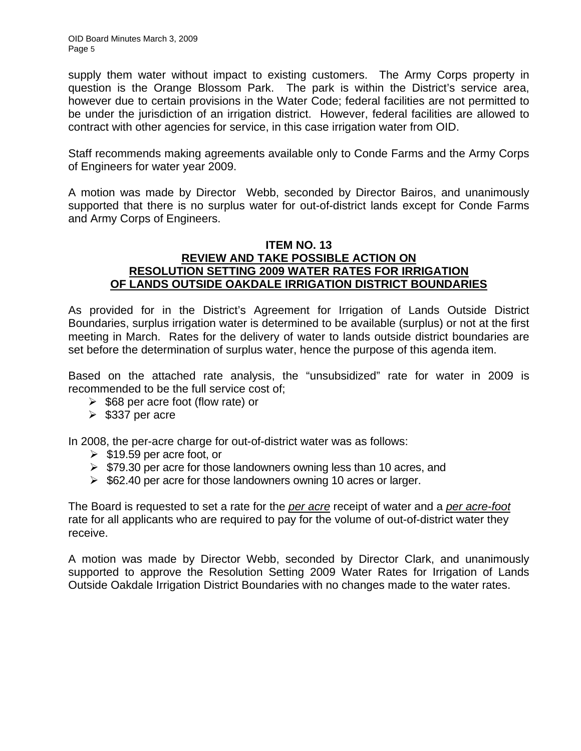supply them water without impact to existing customers. The Army Corps property in question is the Orange Blossom Park. The park is within the District's service area, however due to certain provisions in the Water Code; federal facilities are not permitted to be under the jurisdiction of an irrigation district. However, federal facilities are allowed to contract with other agencies for service, in this case irrigation water from OID.

Staff recommends making agreements available only to Conde Farms and the Army Corps of Engineers for water year 2009.

A motion was made by Director Webb, seconded by Director Bairos, and unanimously supported that there is no surplus water for out-of-district lands except for Conde Farms and Army Corps of Engineers.

## ITEM NO. 13
## REVIEW AND TAKE POSSIBLE ACTION ON RESOLUTION SETTING 2009 WATER RATES FOR IRRIGATION OF LANDS OUTSIDE OAKDALE IRRIGATION DISTRICT BOUNDARIES

As provided for in the District's Agreement for Irrigation of Lands Outside District Boundaries, surplus irrigation water is determined to be available (surplus) or not at the first meeting in March. Rates for the delivery of water to lands outside district boundaries are set before the determination of surplus water, hence the purpose of this agenda item.

Based on the attached rate analysis, the "unsubsidized" rate for water in 2009 is recommended to be the full service cost of;

- $68 per acre foot (flow rate) or
- $337 per acre

In 2008, the per-acre charge for out-of-district water was as follows:

- $19.59 per acre foot, or
- $79.30 per acre for those landowners owning less than 10 acres, and
- $62.40 per acre for those landowners owning 10 acres or larger.

The Board is requested to set a rate for the *per acre* receipt of water and a *per acre-foot* rate for all applicants who are required to pay for the volume of out-of-district water they receive.

A motion was made by Director Webb, seconded by Director Clark, and unanimously supported to approve the Resolution Setting 2009 Water Rates for Irrigation of Lands Outside Oakdale Irrigation District Boundaries with no changes made to the water rates.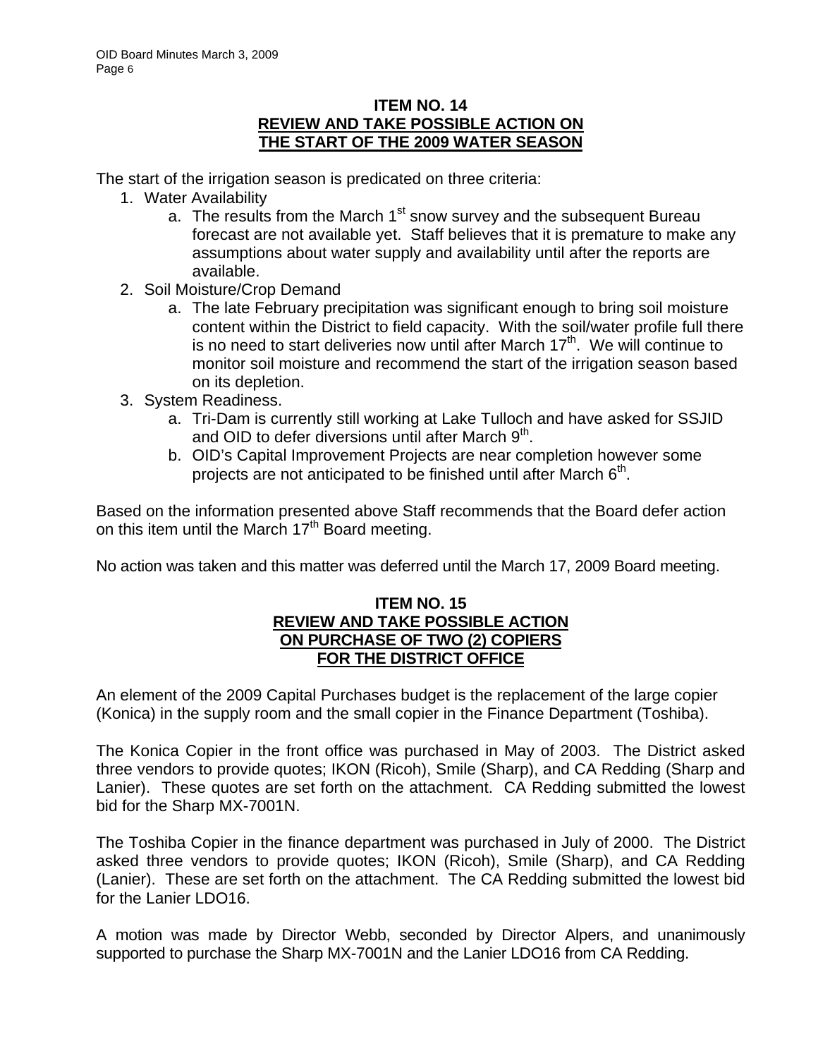## ITEM NO. 14

## REVIEW AND TAKE POSSIBLE ACTION ON THE START OF THE 2009 WATER SEASON

The start of the irrigation season is predicated on three criteria:

1. Water Availability
   a. The results from the March 1st snow survey and the subsequent Bureau forecast are not available yet. Staff believes that it is premature to make any assumptions about water supply and availability until after the reports are available.
2. Soil Moisture/Crop Demand
   a. The late February precipitation was significant enough to bring soil moisture content within the District to field capacity. With the soil/water profile full there is no need to start deliveries now until after March 17th. We will continue to monitor soil moisture and recommend the start of the irrigation season based on its depletion.
3. System Readiness.
   a. Tri-Dam is currently still working at Lake Tulloch and have asked for SSJID and OID to defer diversions until after March 9th.
   b. OID's Capital Improvement Projects are near completion however some projects are not anticipated to be finished until after March 6th.

Based on the information presented above Staff recommends that the Board defer action on this item until the March 17th Board meeting.

No action was taken and this matter was deferred until the March 17, 2009 Board meeting.

## ITEM NO. 15

## REVIEW AND TAKE POSSIBLE ACTION ON PURCHASE OF TWO (2) COPIERS FOR THE DISTRICT OFFICE

An element of the 2009 Capital Purchases budget is the replacement of the large copier (Konica) in the supply room and the small copier in the Finance Department (Toshiba).

The Konica Copier in the front office was purchased in May of 2003. The District asked three vendors to provide quotes; IKON (Ricoh), Smile (Sharp), and CA Redding (Sharp and Lanier). These quotes are set forth on the attachment. CA Redding submitted the lowest bid for the Sharp MX-7001N.

The Toshiba Copier in the finance department was purchased in July of 2000. The District asked three vendors to provide quotes; IKON (Ricoh), Smile (Sharp), and CA Redding (Lanier). These are set forth on the attachment. The CA Redding submitted the lowest bid for the Lanier LDO16.

A motion was made by Director Webb, seconded by Director Alpers, and unanimously supported to purchase the Sharp MX-7001N and the Lanier LDO16 from CA Redding.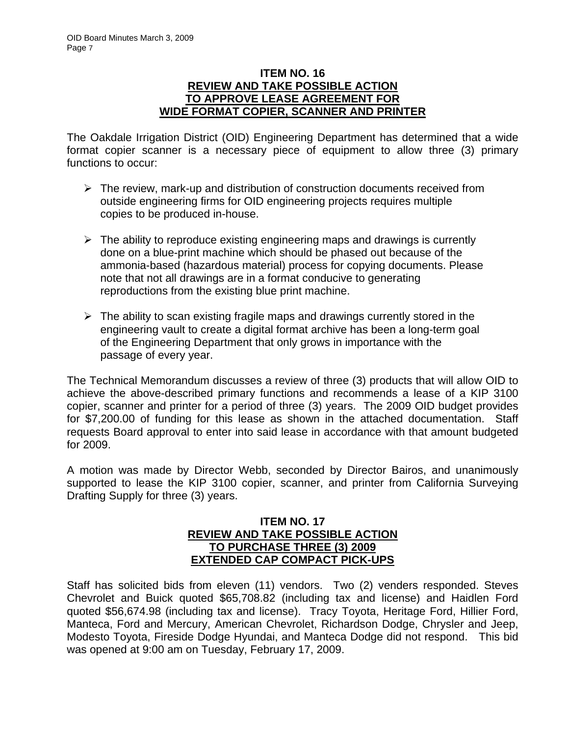### ITEM NO. 16
### REVIEW AND TAKE POSSIBLE ACTION TO APPROVE LEASE AGREEMENT FOR WIDE FORMAT COPIER, SCANNER AND PRINTER

The Oakdale Irrigation District (OID) Engineering Department has determined that a wide format copier scanner is a necessary piece of equipment to allow three (3) primary functions to occur:

- The review, mark-up and distribution of construction documents received from outside engineering firms for OID engineering projects requires multiple copies to be produced in-house.
- The ability to reproduce existing engineering maps and drawings is currently done on a blue-print machine which should be phased out because of the ammonia-based (hazardous material) process for copying documents. Please note that not all drawings are in a format conducive to generating reproductions from the existing blue print machine.
- The ability to scan existing fragile maps and drawings currently stored in the engineering vault to create a digital format archive has been a long-term goal of the Engineering Department that only grows in importance with the passage of every year.

The Technical Memorandum discusses a review of three (3) products that will allow OID to achieve the above-described primary functions and recommends a lease of a KIP 3100 copier, scanner and printer for a period of three (3) years. The 2009 OID budget provides for $7,200.00 of funding for this lease as shown in the attached documentation. Staff requests Board approval to enter into said lease in accordance with that amount budgeted for 2009.

A motion was made by Director Webb, seconded by Director Bairos, and unanimously supported to lease the KIP 3100 copier, scanner, and printer from California Surveying Drafting Supply for three (3) years.

### ITEM NO. 17
### REVIEW AND TAKE POSSIBLE ACTION TO PURCHASE THREE (3) 2009 EXTENDED CAP COMPACT PICK-UPS

Staff has solicited bids from eleven (11) vendors. Two (2) venders responded. Steves Chevrolet and Buick quoted $65,708.82 (including tax and license) and Haidlen Ford quoted $56,674.98 (including tax and license). Tracy Toyota, Heritage Ford, Hillier Ford, Manteca, Ford and Mercury, American Chevrolet, Richardson Dodge, Chrysler and Jeep, Modesto Toyota, Fireside Dodge Hyundai, and Manteca Dodge did not respond. This bid was opened at 9:00 am on Tuesday, February 17, 2009.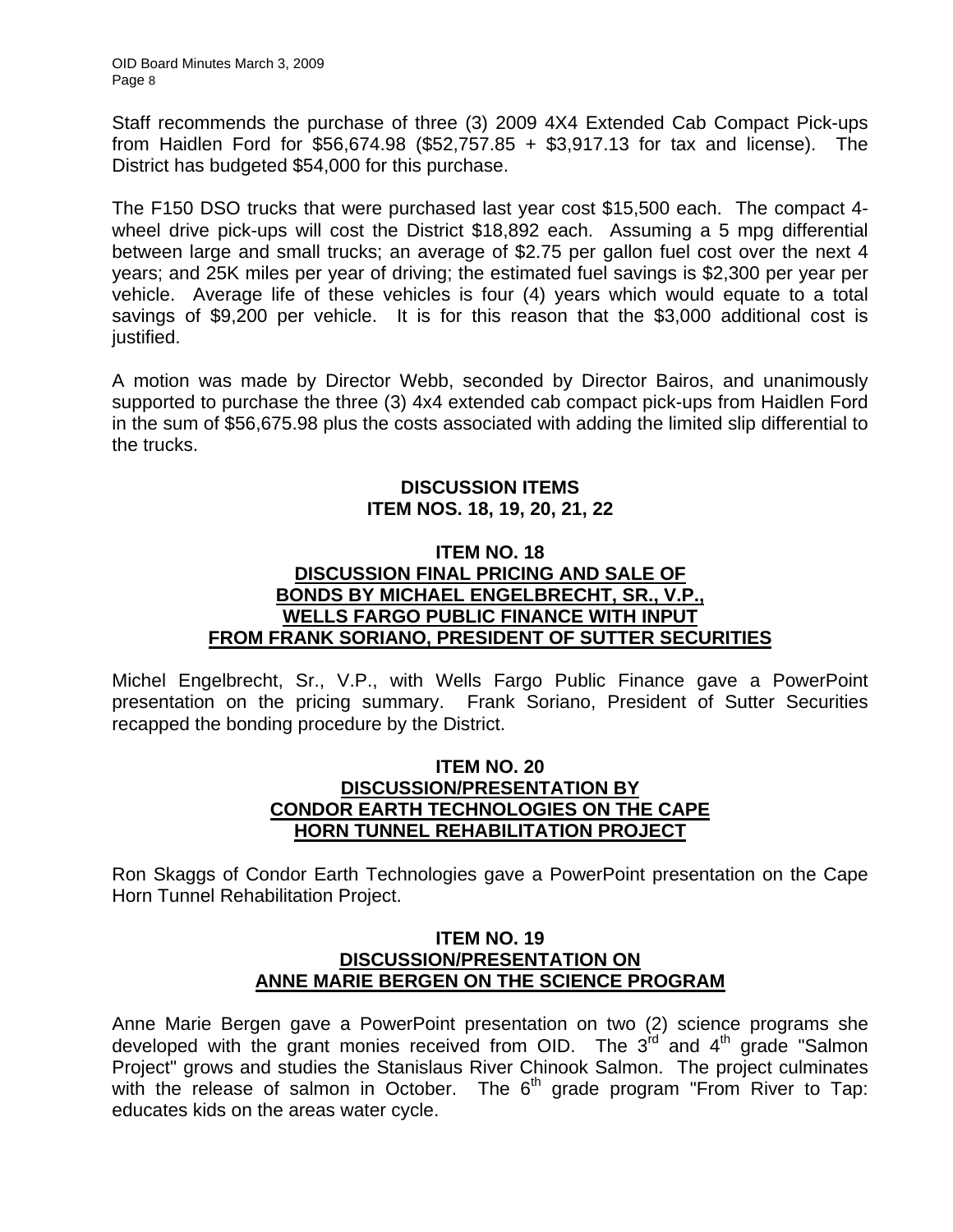Staff recommends the purchase of three (3) 2009 4X4 Extended Cab Compact Pick-ups from Haidlen Ford for \$56,674.98 (\$52,757.85 + \$3,917.13 for tax and license). The District has budgeted \$54,000 for this purchase.

The F150 DSO trucks that were purchased last year cost \$15,500 each. The compact 4-wheel drive pick-ups will cost the District \$18,892 each. Assuming a 5 mpg differential between large and small trucks; an average of \$2.75 per gallon fuel cost over the next 4 years; and 25K miles per year of driving; the estimated fuel savings is \$2,300 per year per vehicle. Average life of these vehicles is four (4) years which would equate to a total savings of \$9,200 per vehicle. It is for this reason that the \$3,000 additional cost is justified.

A motion was made by Director Webb, seconded by Director Bairos, and unanimously supported to purchase the three (3) 4x4 extended cab compact pick-ups from Haidlen Ford in the sum of \$56,675.98 plus the costs associated with adding the limited slip differential to the trucks.

**DISCUSSION ITEMS**
**ITEM NOS. 18, 19, 20, 21, 22**

**ITEM NO. 18**
**DISCUSSION FINAL PRICING AND SALE OF BONDS BY MICHAEL ENGELBRECHT, SR., V.P., WELLS FARGO PUBLIC FINANCE WITH INPUT FROM FRANK SORIANO, PRESIDENT OF SUTTER SECURITIES**

Michel Engelbrecht, Sr., V.P., with Wells Fargo Public Finance gave a PowerPoint presentation on the pricing summary. Frank Soriano, President of Sutter Securities recapped the bonding procedure by the District.

**ITEM NO. 20**
**DISCUSSION/PRESENTATION BY CONDOR EARTH TECHNOLOGIES ON THE CAPE HORN TUNNEL REHABILITATION PROJECT**

Ron Skaggs of Condor Earth Technologies gave a PowerPoint presentation on the Cape Horn Tunnel Rehabilitation Project.

**ITEM NO. 19**
**DISCUSSION/PRESENTATION ON ANNE MARIE BERGEN ON THE SCIENCE PROGRAM**

Anne Marie Bergen gave a PowerPoint presentation on two (2) science programs she developed with the grant monies received from OID. The 3rd and 4th grade "Salmon Project" grows and studies the Stanislaus River Chinook Salmon. The project culminates with the release of salmon in October. The 6th grade program "From River to Tap: educates kids on the areas water cycle.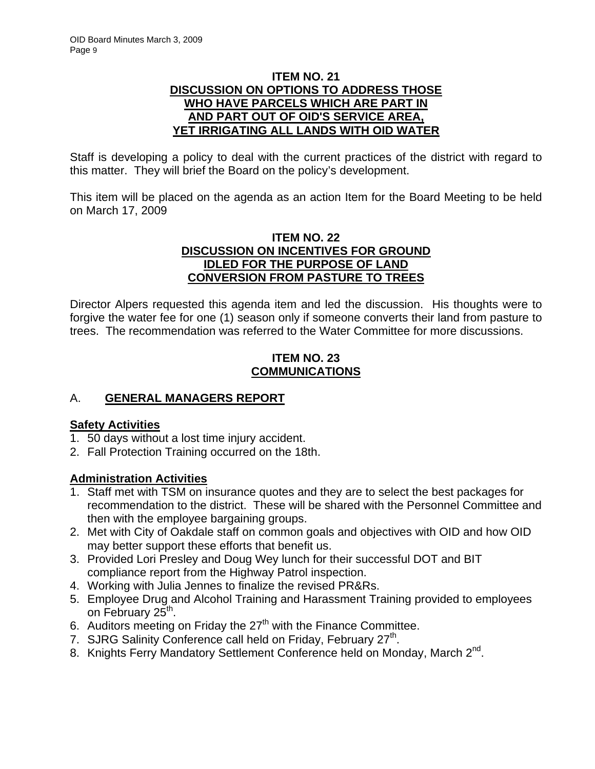### ITEM NO. 21
### DISCUSSION ON OPTIONS TO ADDRESS THOSE WHO HAVE PARCELS WHICH ARE PART IN AND PART OUT OF OID'S SERVICE AREA, YET IRRIGATING ALL LANDS WITH OID WATER

Staff is developing a policy to deal with the current practices of the district with regard to this matter. They will brief the Board on the policy's development.

This item will be placed on the agenda as an action Item for the Board Meeting to be held on March 17, 2009

### ITEM NO. 22
### DISCUSSION ON INCENTIVES FOR GROUND IDLED FOR THE PURPOSE OF LAND CONVERSION FROM PASTURE TO TREES

Director Alpers requested this agenda item and led the discussion. His thoughts were to forgive the water fee for one (1) season only if someone converts their land from pasture to trees. The recommendation was referred to the Water Committee for more discussions.

### ITEM NO. 23
### COMMUNICATIONS

## A. GENERAL MANAGERS REPORT

**Safety Activities**

1. 50 days without a lost time injury accident.
2. Fall Protection Training occurred on the 18th.

**Administration Activities**

1. Staff met with TSM on insurance quotes and they are to select the best packages for recommendation to the district. These will be shared with the Personnel Committee and then with the employee bargaining groups.
2. Met with City of Oakdale staff on common goals and objectives with OID and how OID may better support these efforts that benefit us.
3. Provided Lori Presley and Doug Wey lunch for their successful DOT and BIT compliance report from the Highway Patrol inspection.
4. Working with Julia Jennes to finalize the revised PR&Rs.
5. Employee Drug and Alcohol Training and Harassment Training provided to employees on February 25th.
6. Auditors meeting on Friday the 27th with the Finance Committee.
7. SJRG Salinity Conference call held on Friday, February 27th.
8. Knights Ferry Mandatory Settlement Conference held on Monday, March 2nd.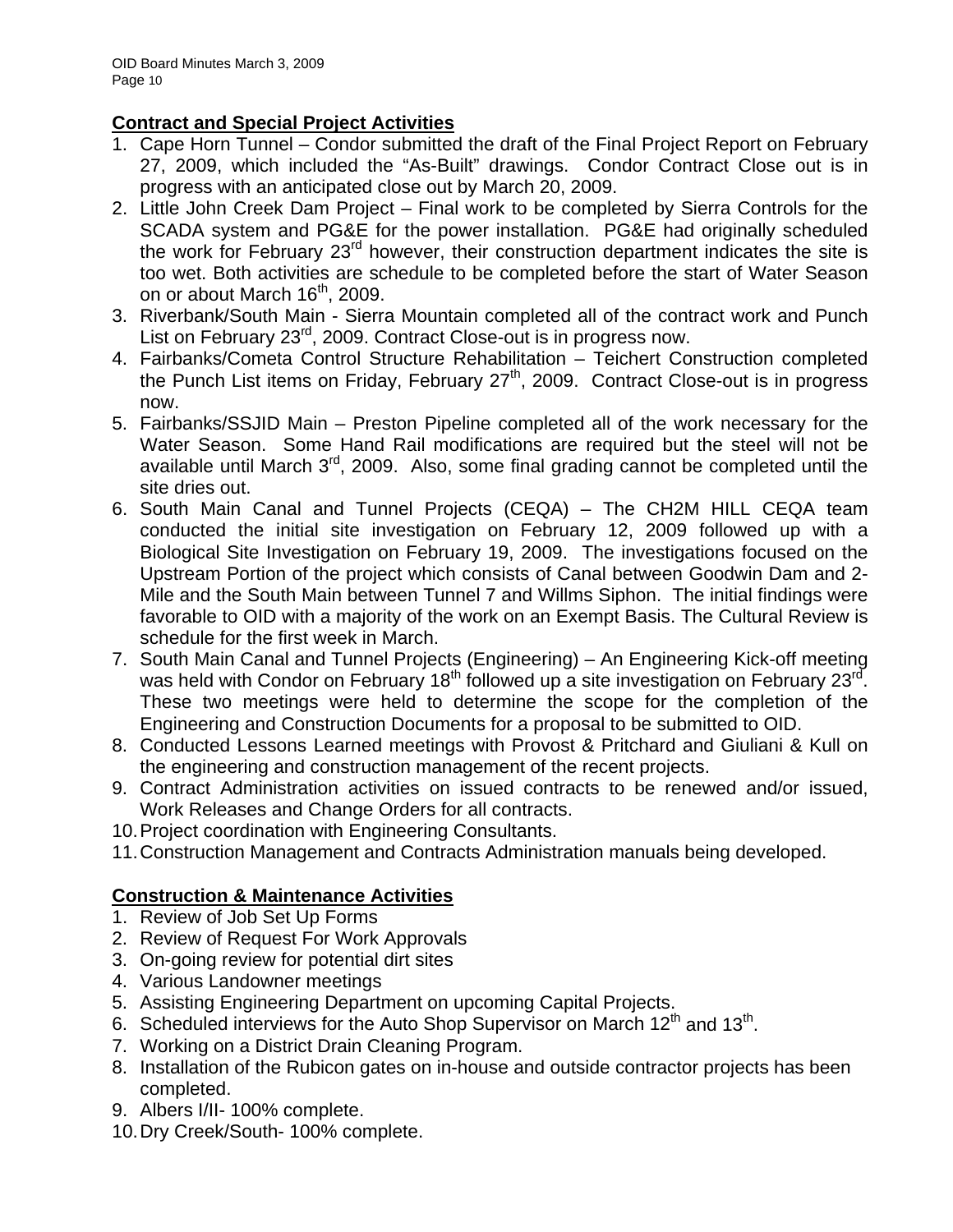## Contract and Special Project Activities

1. Cape Horn Tunnel – Condor submitted the draft of the Final Project Report on February 27, 2009, which included the "As-Built" drawings. Condor Contract Close out is in progress with an anticipated close out by March 20, 2009.
2. Little John Creek Dam Project – Final work to be completed by Sierra Controls for the SCADA system and PG&E for the power installation. PG&E had originally scheduled the work for February 23rd however, their construction department indicates the site is too wet. Both activities are schedule to be completed before the start of Water Season on or about March 16th, 2009.
3. Riverbank/South Main - Sierra Mountain completed all of the contract work and Punch List on February 23rd, 2009. Contract Close-out is in progress now.
4. Fairbanks/Cometa Control Structure Rehabilitation – Teichert Construction completed the Punch List items on Friday, February 27th, 2009. Contract Close-out is in progress now.
5. Fairbanks/SSJID Main – Preston Pipeline completed all of the work necessary for the Water Season. Some Hand Rail modifications are required but the steel will not be available until March 3rd, 2009. Also, some final grading cannot be completed until the site dries out.
6. South Main Canal and Tunnel Projects (CEQA) – The CH2M HILL CEQA team conducted the initial site investigation on February 12, 2009 followed up with a Biological Site Investigation on February 19, 2009. The investigations focused on the Upstream Portion of the project which consists of Canal between Goodwin Dam and 2-Mile and the South Main between Tunnel 7 and Willms Siphon. The initial findings were favorable to OID with a majority of the work on an Exempt Basis. The Cultural Review is schedule for the first week in March.
7. South Main Canal and Tunnel Projects (Engineering) – An Engineering Kick-off meeting was held with Condor on February 18th followed up a site investigation on February 23rd. These two meetings were held to determine the scope for the completion of the Engineering and Construction Documents for a proposal to be submitted to OID.
8. Conducted Lessons Learned meetings with Provost & Pritchard and Giuliani & Kull on the engineering and construction management of the recent projects.
9. Contract Administration activities on issued contracts to be renewed and/or issued, Work Releases and Change Orders for all contracts.
10. Project coordination with Engineering Consultants.
11. Construction Management and Contracts Administration manuals being developed.

## Construction & Maintenance Activities

1. Review of Job Set Up Forms
2. Review of Request For Work Approvals
3. On-going review for potential dirt sites
4. Various Landowner meetings
5. Assisting Engineering Department on upcoming Capital Projects.
6. Scheduled interviews for the Auto Shop Supervisor on March 12th and 13th.
7. Working on a District Drain Cleaning Program.
8. Installation of the Rubicon gates on in-house and outside contractor projects has been completed.
9. Albers I/II- 100% complete.
10. Dry Creek/South- 100% complete.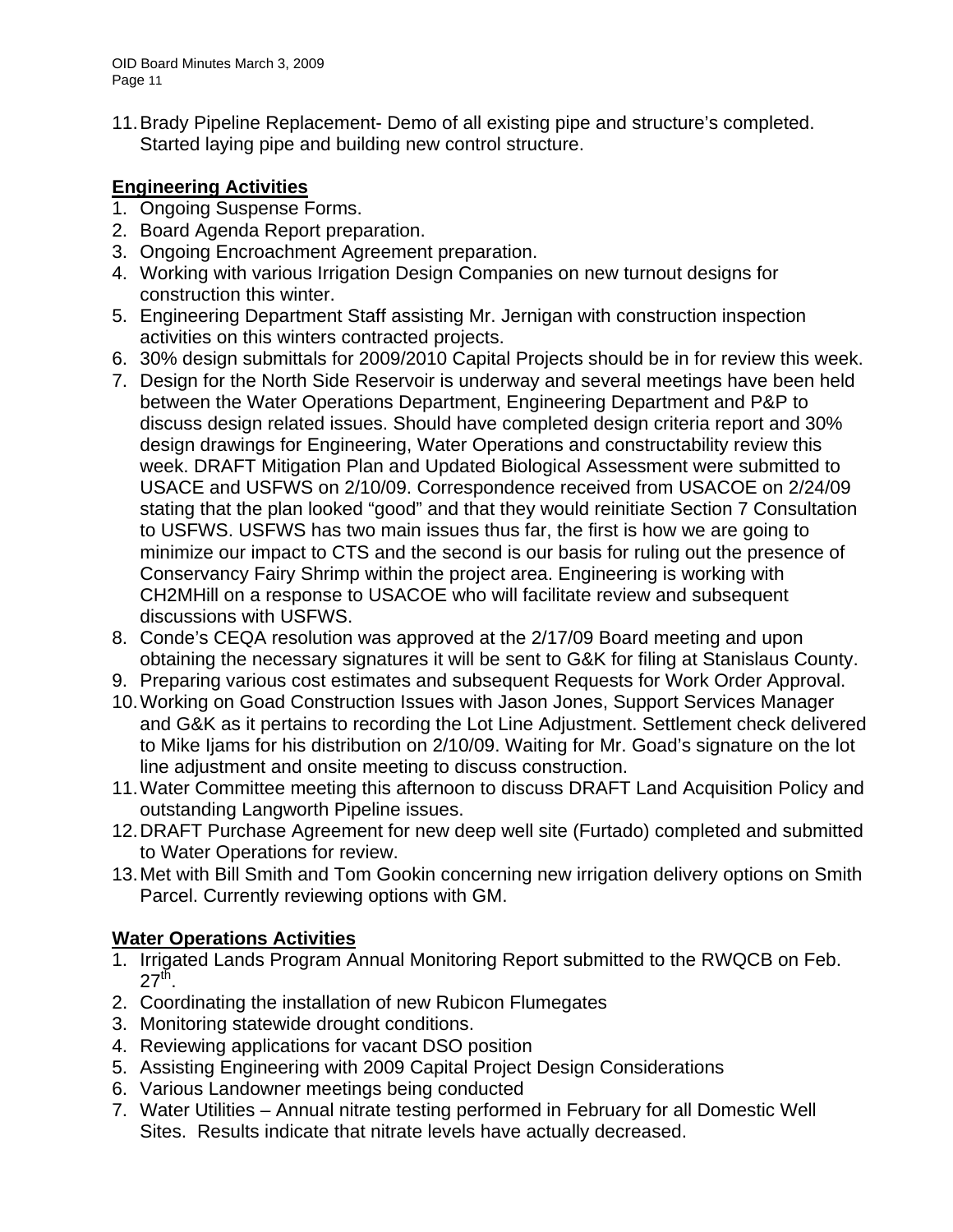11. Brady Pipeline Replacement- Demo of all existing pipe and structure's completed. Started laying pipe and building new control structure.

**Engineering Activities**

1. Ongoing Suspense Forms.
2. Board Agenda Report preparation.
3. Ongoing Encroachment Agreement preparation.
4. Working with various Irrigation Design Companies on new turnout designs for construction this winter.
5. Engineering Department Staff assisting Mr. Jernigan with construction inspection activities on this winters contracted projects.
6. 30% design submittals for 2009/2010 Capital Projects should be in for review this week.
7. Design for the North Side Reservoir is underway and several meetings have been held between the Water Operations Department, Engineering Department and P&P to discuss design related issues. Should have completed design criteria report and 30% design drawings for Engineering, Water Operations and constructability review this week. DRAFT Mitigation Plan and Updated Biological Assessment were submitted to USACE and USFWS on 2/10/09. Correspondence received from USACOE on 2/24/09 stating that the plan looked "good" and that they would reinitiate Section 7 Consultation to USFWS. USFWS has two main issues thus far, the first is how we are going to minimize our impact to CTS and the second is our basis for ruling out the presence of Conservancy Fairy Shrimp within the project area. Engineering is working with CH2MHill on a response to USACOE who will facilitate review and subsequent discussions with USFWS.
8. Conde's CEQA resolution was approved at the 2/17/09 Board meeting and upon obtaining the necessary signatures it will be sent to G&K for filing at Stanislaus County.
9. Preparing various cost estimates and subsequent Requests for Work Order Approval.
10. Working on Goad Construction Issues with Jason Jones, Support Services Manager and G&K as it pertains to recording the Lot Line Adjustment. Settlement check delivered to Mike Ijams for his distribution on 2/10/09. Waiting for Mr. Goad's signature on the lot line adjustment and onsite meeting to discuss construction.
11. Water Committee meeting this afternoon to discuss DRAFT Land Acquisition Policy and outstanding Langworth Pipeline issues.
12. DRAFT Purchase Agreement for new deep well site (Furtado) completed and submitted to Water Operations for review.
13. Met with Bill Smith and Tom Gookin concerning new irrigation delivery options on Smith Parcel. Currently reviewing options with GM.

**Water Operations Activities**

1. Irrigated Lands Program Annual Monitoring Report submitted to the RWQCB on Feb. 27th.
2. Coordinating the installation of new Rubicon Flumegates
3. Monitoring statewide drought conditions.
4. Reviewing applications for vacant DSO position
5. Assisting Engineering with 2009 Capital Project Design Considerations
6. Various Landowner meetings being conducted
7. Water Utilities – Annual nitrate testing performed in February for all Domestic Well Sites. Results indicate that nitrate levels have actually decreased.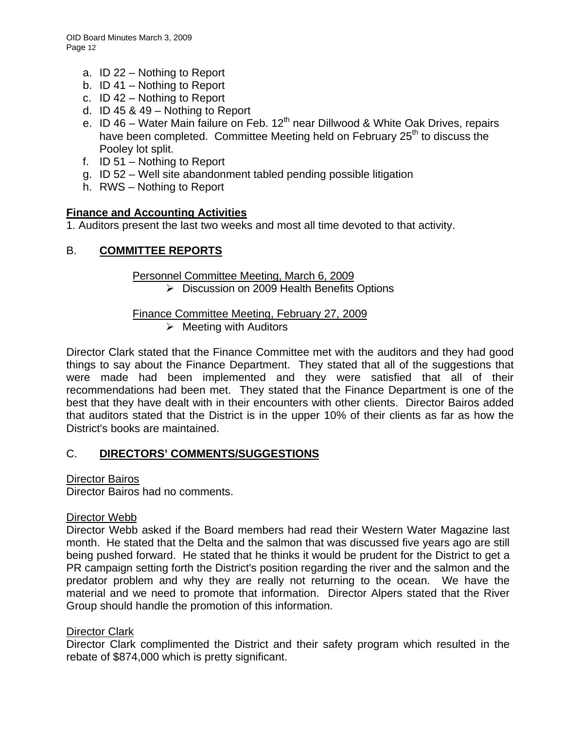a. ID 22 – Nothing to Report
b. ID 41 – Nothing to Report
c. ID 42 – Nothing to Report
d. ID 45 & 49 – Nothing to Report
e. ID 46 – Water Main failure on Feb. 12th near Dillwood & White Oak Drives, repairs have been completed. Committee Meeting held on February 25th to discuss the Pooley lot split.
f. ID 51 – Nothing to Report
g. ID 52 – Well site abandonment tabled pending possible litigation
h. RWS – Nothing to Report

**Finance and Accounting Activities**

1. Auditors present the last two weeks and most all time devoted to that activity.

## B. COMMITTEE REPORTS

Personnel Committee Meeting, March 6, 2009

- Discussion on 2009 Health Benefits Options

Finance Committee Meeting, February 27, 2009

- Meeting with Auditors

Director Clark stated that the Finance Committee met with the auditors and they had good things to say about the Finance Department. They stated that all of the suggestions that were made had been implemented and they were satisfied that all of their recommendations had been met. They stated that the Finance Department is one of the best that they have dealt with in their encounters with other clients. Director Bairos added that auditors stated that the District is in the upper 10% of their clients as far as how the District's books are maintained.

## C. DIRECTORS' COMMENTS/SUGGESTIONS

Director Bairos

Director Bairos had no comments.

Director Webb

Director Webb asked if the Board members had read their Western Water Magazine last month. He stated that the Delta and the salmon that was discussed five years ago are still being pushed forward. He stated that he thinks it would be prudent for the District to get a PR campaign setting forth the District's position regarding the river and the salmon and the predator problem and why they are really not returning to the ocean. We have the material and we need to promote that information. Director Alpers stated that the River Group should handle the promotion of this information.

Director Clark

Director Clark complimented the District and their safety program which resulted in the rebate of $874,000 which is pretty significant.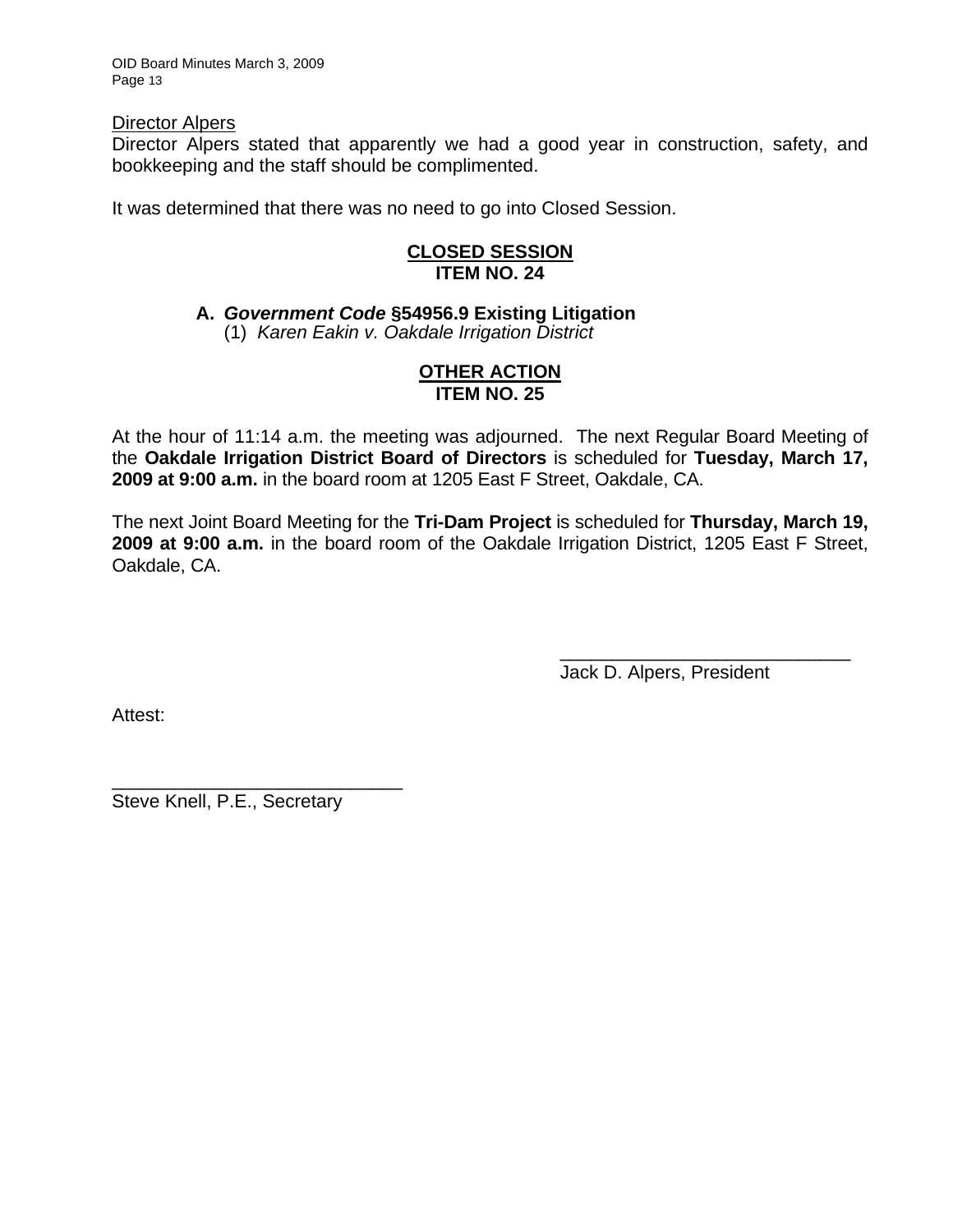<u>Director Alpers</u>

Director Alpers stated that apparently we had a good year in construction, safety, and bookkeeping and the staff should be complimented.

It was determined that there was no need to go into Closed Session.

**CLOSED SESSION**
**ITEM NO. 24**

**A. *Government Code* §54956.9 Existing Litigation**
   (1) *Karen Eakin v. Oakdale Irrigation District*

**OTHER ACTION**
**ITEM NO. 25**

At the hour of 11:14 a.m. the meeting was adjourned. The next Regular Board Meeting of the **Oakdale Irrigation District Board of Directors** is scheduled for **Tuesday, March 17, 2009 at 9:00 a.m.** in the board room at 1205 East F Street, Oakdale, CA.

The next Joint Board Meeting for the **Tri-Dam Project** is scheduled for **Thursday, March 19, 2009 at 9:00 a.m.** in the board room of the Oakdale Irrigation District, 1205 East F Street, Oakdale, CA.

____________________________
Jack D. Alpers, President

Attest:

____________________________
Steve Knell, P.E., Secretary